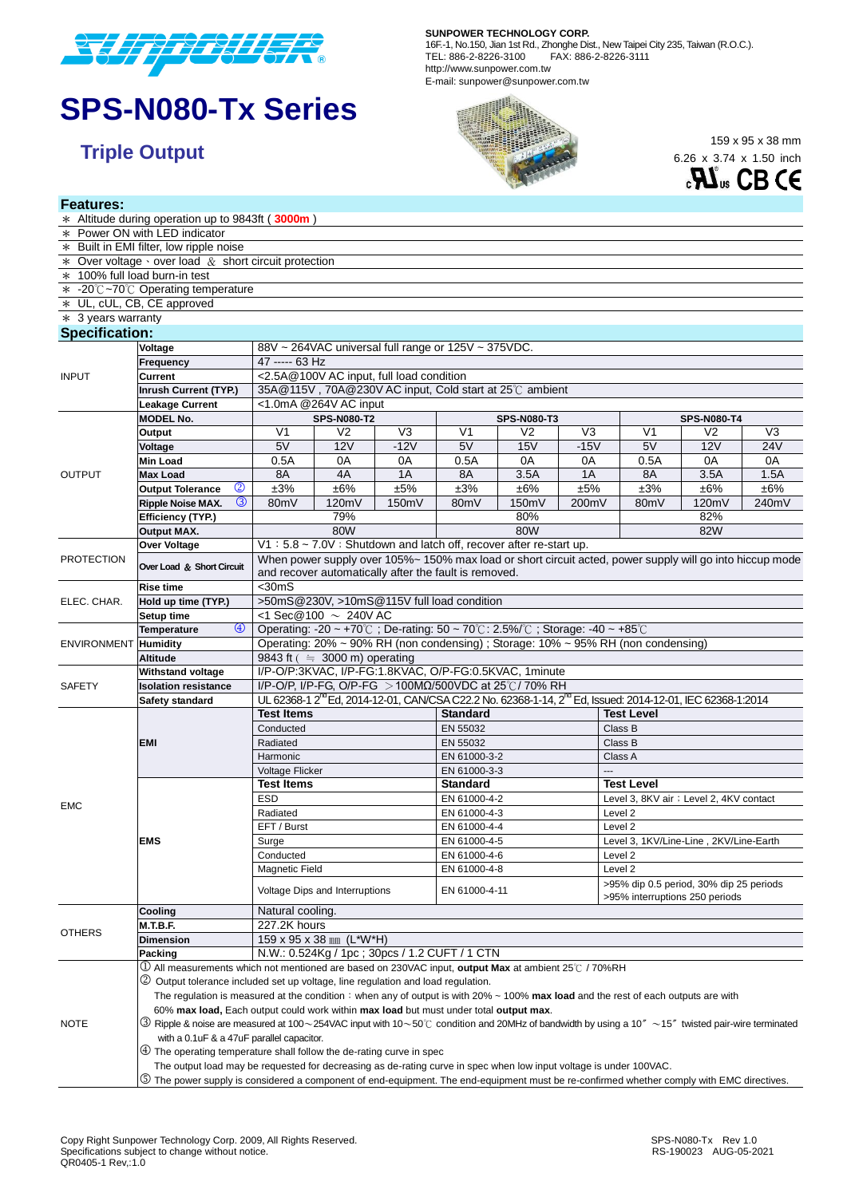SUNPOWER TECHNOLOGY CORP.
16F.-1, No.150, Jian 1st Rd., Zhonghe Dist., New Taipei City 235, Taiwan (R.O.C.).
TEL: 886-2-8226-3100 FAX: 886-2-8226-3111
http://www.sunpower.com.tw
E-mail: sunpower@sunpower.com.tw

# SPS-N080-Tx Series

## Triple Output

159 x 95 x 38 mm
6.26 x 3.74 x 1.50 inch

### Features:

- ∗ Altitude during operation up to 9843ft ( **3000m** )
- ∗ Power ON with LED indicator
- ∗ Built in EMI filter, low ripple noise
- ∗ Over voltage、over load ＆ short circuit protection
- ∗ 100% full load burn-in test
- ∗ -20℃~70℃ Operating temperature
- ∗ UL, cUL, CB, CE approved
- ∗ 3 years warranty

### Specification:

| | | | | | | | | | | |
|---|---|---|---|---|---|---|---|---|---|---|
| INPUT | **Voltage** | 88V ~ 264VAC universal full range or 125V ~ 375VDC. | | | | | | | | |
| | **Frequency** | 47 ----- 63 Hz | | | | | | | | |
| | **Current** | <2.5A@100V AC input, full load condition | | | | | | | | |
| | **Inrush Current (TYP.)** | 35A@115V , 70A@230V AC input, Cold start at 25℃ ambient | | | | | | | | |
| | **Leakage Current** | <1.0mA @264V AC input | | | | | | | | |
| OUTPUT | **MODEL No.** | **SPS-N080-T2** | | | **SPS-N080-T3** | | | **SPS-N080-T4** | | |
| | **Output** | V1 | V2 | V3 | V1 | V2 | V3 | V1 | V2 | V3 |
| | **Voltage** | 5V | 12V | -12V | 5V | 15V | -15V | 5V | 12V | 24V |
| | **Min Load** | 0.5A | 0A | 0A | 0.5A | 0A | 0A | 0.5A | 0A | 0A |
| | **Max Load** | 8A | 4A | 1A | 8A | 3.5A | 1A | 8A | 3.5A | 1.5A |
| | **Output Tolerance** ② | ±3% | ±6% | ±5% | ±3% | ±6% | ±5% | ±3% | ±6% | ±6% |
| | **Ripple Noise MAX.** ③ | 80mV | 120mV | 150mV | 80mV | 150mV | 200mV | 80mV | 120mV | 240mV |
| | **Efficiency (TYP.)** | 79% | | | 80% | | | 82% | | |
| | **Output MAX.** | 80W | | | 80W | | | 82W | | |
| PROTECTION | **Over Voltage** | V1：5.8 ~ 7.0V：Shutdown and latch off, recover after re-start up. | | | | | | | | |
| | **Over Load ＆ Short Circuit** | When power supply over 105%~ 150% max load or short circuit acted, power supply will go into hiccup mode and recover automatically after the fault is removed. | | | | | | | | |
| ELEC. CHAR. | **Rise time** | <30mS | | | | | | | | |
| | **Hold up time (TYP.)** | >50mS@230V, >10mS@115V full load condition | | | | | | | | |
| | **Setup time** | <1 Sec@100 ～ 240V AC | | | | | | | | |
| ENVIRONMENT | **Temperature** ④ | Operating: -20 ~ +70℃ ; De-rating: 50 ~ 70℃: 2.5%/℃ ; Storage: -40 ~ +85℃ | | | | | | | | |
| | **Humidity** | Operating: 20% ~ 90% RH (non condensing) ; Storage: 10% ~ 95% RH (non condensing) | | | | | | | | |
| | **Altitude** | 9843 ft ( ≒ 3000 m) operating | | | | | | | | |
| SAFETY | **Withstand voltage** | I/P-O/P:3KVAC, I/P-FG:1.8KVAC, O/P-FG:0.5KVAC, 1minute | | | | | | | | |
| | **Isolation resistance** | I/P-O/P, I/P-FG, O/P-FG ＞100MΩ/500VDC at 25℃/ 70% RH | | | | | | | | |
| | **Safety standard** | UL 62368-1 2[nd] Ed, 2014-12-01, CAN/CSA C22.2 No. 62368-1-14, 2[nd] Ed, Issued: 2014-12-01, IEC 62368-1:2014 | | | | | | | | |
| EMC | **EMI** | **Test Items** | | | **Standard** | | | **Test Level** | | |
| | | Conducted | | | EN 55032 | | | Class B | | |
| | | Radiated | | | EN 55032 | | | Class B | | |
| | | Harmonic | | | EN 61000-3-2 | | | Class A | | |
| | | Voltage Flicker | | | EN 61000-3-3 | | | --- | | |
| | **EMS** | **Test Items** | | | **Standard** | | | **Test Level** | | |
| | | ESD | | | EN 61000-4-2 | | | Level 3, 8KV air；Level 2, 4KV contact | | |
| | | Radiated | | | EN 61000-4-3 | | | Level 2 | | |
| | | EFT / Burst | | | EN 61000-4-4 | | | Level 2 | | |
| | | Surge | | | EN 61000-4-5 | | | Level 3, 1KV/Line-Line , 2KV/Line-Earth | | |
| | | Conducted | | | EN 61000-4-6 | | | Level 2 | | |
| | | Magnetic Field | | | EN 61000-4-8 | | | Level 2 | | |
| | | Voltage Dips and Interruptions | | | EN 61000-4-11 | | | >95% dip 0.5 period, 30% dip 25 periods >95% interruptions 250 periods | | |
| OTHERS | **Cooling** | Natural cooling. | | | | | | | | |
| | **M.T.B.F.** | 227.2K hours | | | | | | | | |
| | **Dimension** | 159 x 95 x 38 ㎜ (L*W*H) | | | | | | | | |
| | **Packing** | N.W.: 0.524Kg / 1pc ; 30pcs / 1.2 CUFT / 1 CTN | | | | | | | | |

**NOTE**

① All measurements which not mentioned are based on 230VAC input, **output Max** at ambient 25℃ / 70%RH

② Output tolerance included set up voltage, line regulation and load regulation.
The regulation is measured at the condition：when any of output is with 20% ~ 100% **max load** and the rest of each outputs are with 60% **max load,** Each output could work within **max load** but must under total **output max**.

③ Ripple & noise are measured at 100~254VAC input with 10~50℃ condition and 20MHz of bandwidth by using a 10″ ~15″ twisted pair-wire terminated with a 0.1uF & a 47uF parallel capacitor.

④ The operating temperature shall follow the de-rating curve in spec
The output load may be requested for decreasing as de-rating curve in spec when low input voltage is under 100VAC.

⑤ The power supply is considered a component of end-equipment. The end-equipment must be re-confirmed whether comply with EMC directives.

Copy Right Sunpower Technology Corp. 2009, All Rights Reserved.
Specifications subject to change without notice.
QR0405-1 Rev,:1.0

SPS-N080-Tx Rev 1.0
RS-190023 AUG-05-2021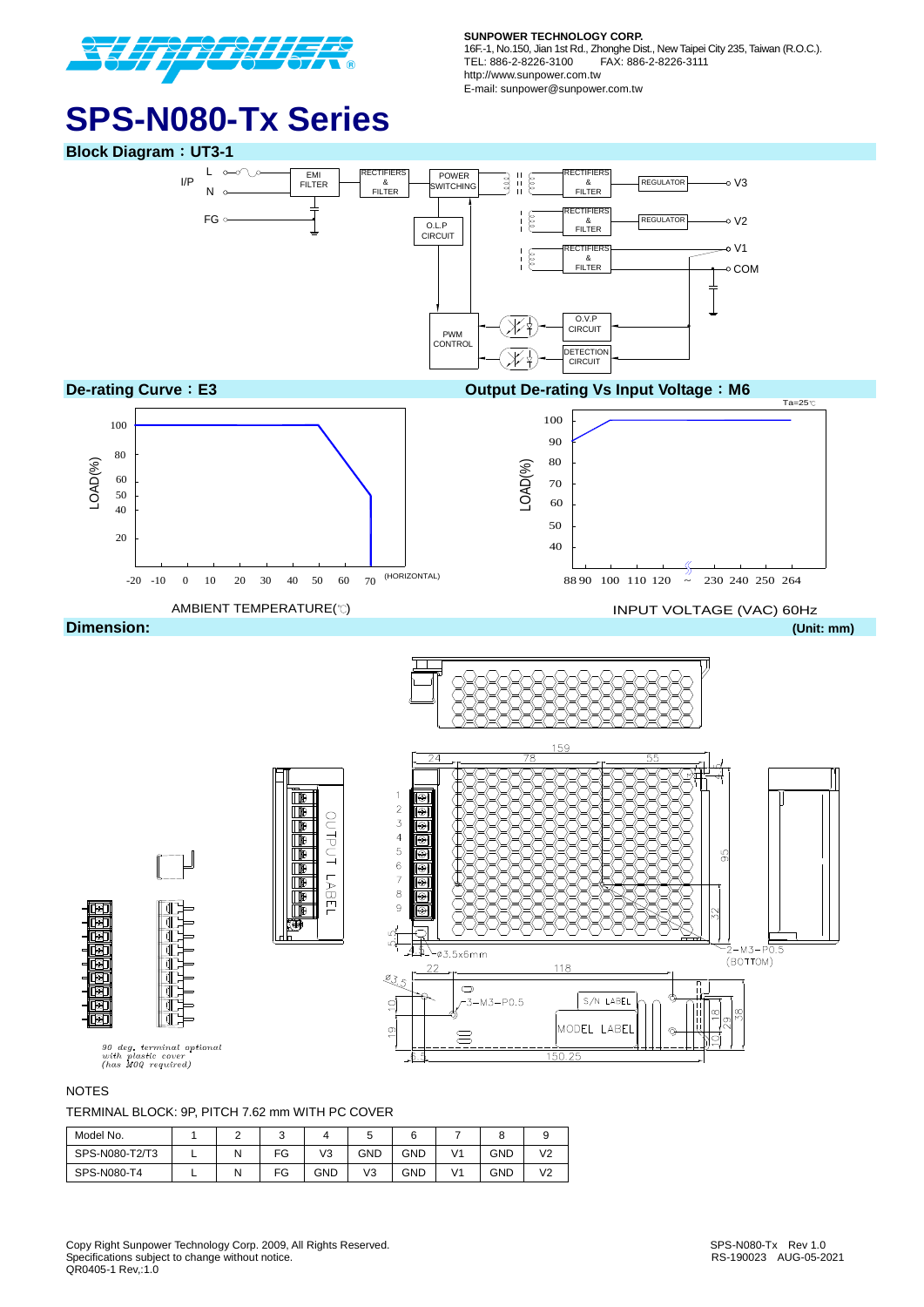**SUNPOWER TECHNOLOGY CORP.**
16F.-1, No.150, Jian 1st Rd., Zhonghe Dist., New Taipei City 235, Taiwan (R.O.C.).
TEL: 886-2-8226-3100 FAX: 886-2-8226-3111
http://www.sunpower.com.tw
E-mail: sunpower@sunpower.com.tw

# SPS-N080-Tx Series

## Block Diagram：UT3-1

I/P
L
N
FG
EMI FILTER
RECTIFIERS & FILTER
POWER SWITCHING
O.L.P CIRCUIT
PWM CONTROL
RECTIFIERS & FILTER
REGULATOR
V3
RECTIFIERS & FILTER
REGULATOR
V2
RECTIFIERS & FILTER
V1
COM
O.V.P CIRCUIT
DETECTION CIRCUIT

## De-rating Curve：E3

LOAD(%)
100
80
60
50
40
20
-20 -10 0 10 20 30 40 50 60 70 (HORIZONTAL)
AMBIENT TEMPERATURE(℃)

## Output De-rating Vs Input Voltage：M6

Ta=25℃
LOAD(%)
100
90
80
70
60
50
40
88 90 100 110 120 ~ 230 240 250 264
INPUT VOLTAGE (VAC) 60Hz

## Dimension:

**(Unit: mm)**

159
24 78 55
OUTPUT LABEL
1 2 3 4 5 6 7 8 9
95
32
4
5.5
4.5
ø3.5x6mm
2−M3−P0.5 (BOTTOM)
22 118
ø3.5
3−M3−P0.5
S/N LABEL
MODEL LABEL
10
19
18
29
38
10
6.5
150.25

*90 deg. terminal optional with plastic cover (has MOQ required)*

NOTES

TERMINAL BLOCK: 9P, PITCH 7.62 mm WITH PC COVER

| Model No. | 1 | 2 | 3 | 4 | 5 | 6 | 7 | 8 | 9 |
|---|---|---|---|---|---|---|---|---|---|
| SPS-N080-T2/T3 | L | N | FG | V3 | GND | GND | V1 | GND | V2 |
| SPS-N080-T4 | L | N | FG | GND | V3 | GND | V1 | GND | V2 |

Copy Right Sunpower Technology Corp. 2009, All Rights Reserved.
Specifications subject to change without notice.
QR0405-1 Rev,:1.0

SPS-N080-Tx Rev 1.0
RS-190023 AUG-05-2021